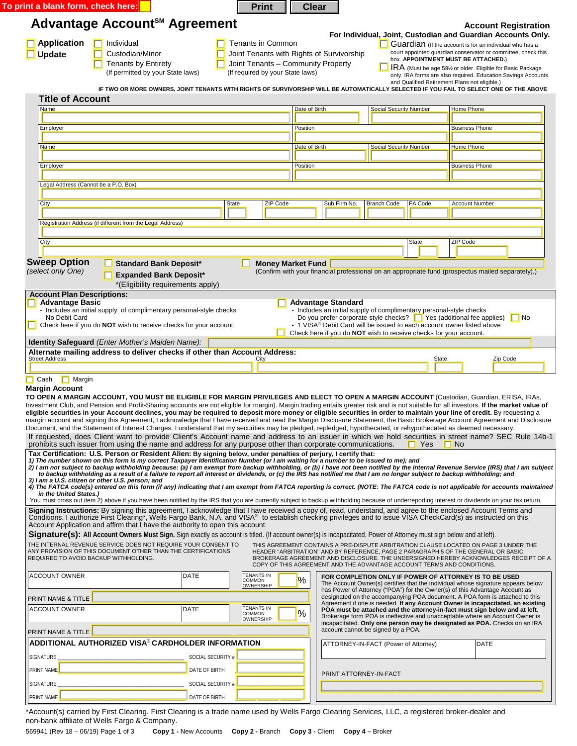To print a blank form, check here: ☐ Print Clear

# Advantage Account℠ Agreement

**Account Registration**
**For Individual, Joint, Custodian and Guardian Accounts Only.**

☐ **Application**
☐ **Update**

☐ Individual
☐ Custodian/Minor
☐ Tenants by Entirety (If permitted by your State laws)

☐ Tenants in Common
☐ Joint Tenants with Rights of Survivorship
☐ Joint Tenants – Community Property (If required by your State laws)

☐ Guardian (If the account is for an individual who has a court appointed guardian conservator or committee, check this box. **APPOINTMENT MUST BE ATTACHED.**)

☐ IRA (Must be age 59½ or older. Eligible for Basic Package only. IRA forms are also required. Education Savings Accounts and Qualified Retirement Plans not eligible.)

**IF TWO OR MORE OWNERS, JOINT TENANTS WITH RIGHTS OF SURVIVORSHIP WILL BE AUTOMATICALLY SELECTED IF YOU FAIL TO SELECT ONE OF THE ABOVE**

## Title of Account

| Name | | Date of Birth | Social Security Number | Home Phone |
|---|---|---|---|---|
| | | | | |
| Employer | | Position | | Business Phone |
| | | | | |
| Name | | Date of Birth | Social Security Number | Home Phone |
| | | | | |
| Employer | | Position | | Business Phone |
| | | | | |

Legal Address (Cannot be a P.O. Box)

| City | State | ZIP Code | Sub Firm No. | Branch Code | FA Code | Account Number |
|---|---|---|---|---|---|---|
| | | | | | | |

Registration Address (if different from the Legal Address)

| City | State | ZIP Code |
|---|---|---|
| | | |

**Sweep Option** *(select only One)*

☐ **Standard Bank Deposit***
☐ **Expanded Bank Deposit***
*(Eligibility requirements apply)

☐ **Money Market Fund** ________
(Confirm with your financial professional on an appropriate fund (prospectus mailed separately).)

**Account Plan Descriptions:**

☐ **Advantage Basic**
- Includes an initial supply of complimentary personal-style checks
- No Debit Card

☐ Check here if you do **NOT** wish to receive checks for your account.

☐ **Advantage Standard**
- Includes an initial supply of complimentary personal-style checks
- Do you prefer corporate-style checks? ☐ Yes (additional fee applies) ☐ No
- 1 VISA® Debit Card will be issued to each account owner listed above

☐ Check here if you do **NOT** wish to receive checks for your account.

**Identity Safeguard** *(Enter Mother's Maiden Name):* ________

**Alternate mailing address to deliver checks if other than Account Address:**

| Street Address | City | State | Zip Code |
|---|---|---|---|
| | | | |

☐ Cash ☐ Margin

**Margin Account**

**TO OPEN A MARGIN ACCOUNT, YOU MUST BE ELIGIBLE FOR MARGIN PRIVILEGES AND ELECT TO OPEN A MARGIN ACCOUNT** (Custodian, Guardian, ERISA, IRAs, Investment Club, and Pension and Profit-Sharing accounts are not eligible for margin). Margin trading entails greater risk and is not suitable for all investors. **If the market value of eligible securities in your Account declines, you may be required to deposit more money or eligible securities in order to maintain your line of credit.** By requesting a margin account and signing this Agreement, I acknowledge that I have received and read the Margin Disclosure Statement, the Basic Brokerage Account Agreement and Disclosure Document, and the Statement of Interest Charges. I understand that my securities may be pledged, repledged, hypothecated, or rehypothecated as deemed necessary.

If requested, does Client want to provide Client's Account name and address to an issuer in which we hold securities in street name? SEC Rule 14b-1 prohibits such issuer from using the name and address for any purpose other than corporate communications. ☐ Yes ☐ No

**Tax Certification: U.S. Person or Resident Alien: By signing below, under penalties of perjury, I certify that:**

***1) The number shown on this form is my correct Taxpayer Identification Number (or I am waiting for a number to be issued to me); and***
***2) I am not subject to backup withholding because: (a) I am exempt from backup withholding, or (b) I have not been notified by the Internal Revenue Service (IRS) that I am subject to backup withholding as a result of a failure to report all interest or dividends, or (c) the IRS has notified me that I am no longer subject to backup withholding; and***
***3) I am a U.S. citizen or other U.S. person; and***
***4) The FATCA code(s) entered on this form (if any) indicating that I am exempt from FATCA reporting is correct. (NOTE: The FATCA code is not applicable for accounts maintained in the United States.)***

You must cross out item 2) above if you have been notified by the IRS that you are currently subject to backup withholding because of underreporting interest or dividends on your tax return.

**Signing Instructions:** By signing this agreement, I acknowledge that I have received a copy of, read, understand, and agree to the enclosed Account Terms and Conditions. I authorize First Clearing*, Wells Fargo Bank, N.A. and VISA® to establish checking privileges and to issue VISA CheckCard(s) as instructed on this Account Application and affirm that I have the authority to open this account.

**Signature(s): All Account Owners Must Sign.** Sign exactly as account is titled. (If account owner(s) is incapacitated, Power of Attorney must sign below and at left).

THE INTERNAL REVENUE SERVICE DOES NOT REQUIRE YOUR CONSENT TO ANY PROVISION OF THIS DOCUMENT OTHER THAN THE CERTIFICATIONS REQUIRED TO AVOID BACKUP WITHHOLDING.

THIS AGREEMENT CONTAINS A PRE-DISPUTE ARBITRATION CLAUSE LOCATED ON PAGE 3 UNDER THE HEADER "ARBITRATION" AND BY REFERENCE, PAGE 2 PARAGRAPH 5 OF THE GENERAL OR BASIC BROKERAGE AGREEMENT AND DISCLOSURE. THE UNDERSIGNED HEREBY ACKNOWLEDGES RECEIPT OF A COPY OF THIS AGREEMENT AND THE ADVANTAGE ACCOUNT TERMS AND CONDITIONS.

| ACCOUNT OWNER | DATE | TENANTS IN COMMON OWNERSHIP | % |
|---|---|---|---|
| | | | |

PRINT NAME & TITLE ________

| ACCOUNT OWNER | DATE | TENANTS IN COMMON OWNERSHIP | % |
|---|---|---|---|
| | | | |

PRINT NAME & TITLE ________

**ADDITIONAL AUTHORIZED VISA® CARDHOLDER INFORMATION**

SIGNATURE ________ SOCIAL SECURITY # ________
PRINT NAME ________ DATE OF BIRTH ________
SIGNATURE ________ SOCIAL SECURITY # ________
PRINT NAME ________ DATE OF BIRTH ________

**FOR COMPLETION ONLY IF POWER OF ATTORNEY IS TO BE USED**
The Account Owner(s) certifies that the individual whose signature appears below has Power of Attorney ("POA") for the Owner(s) of this Advantage Account as designated on the accompanying POA document. A POA form is attached to this Agreement if one is needed. **If any Account Owner is incapacitated, an existing POA must be attached and the attorney-in-fact must sign below and at left.** Brokerage form POA is ineffective and unacceptable where an Account Owner is incapacitated. **Only one person may be designated as POA.** Checks on an IRA account cannot be signed by a POA.

| ATTORNEY-IN-FACT (Power of Attorney) | DATE |
|---|---|
| | |

PRINT ATTORNEY-IN-FACT ________

*Account(s) carried by First Clearing. First Clearing is a trade name used by Wells Fargo Clearing Services, LLC, a registered broker-dealer and non-bank affiliate of Wells Fargo & Company.

569941 (Rev 18 – 06/19) **Copy 1 -** New Accounts **Copy 2 -** Branch **Copy 3 -** Client **Copy 4 –** Broker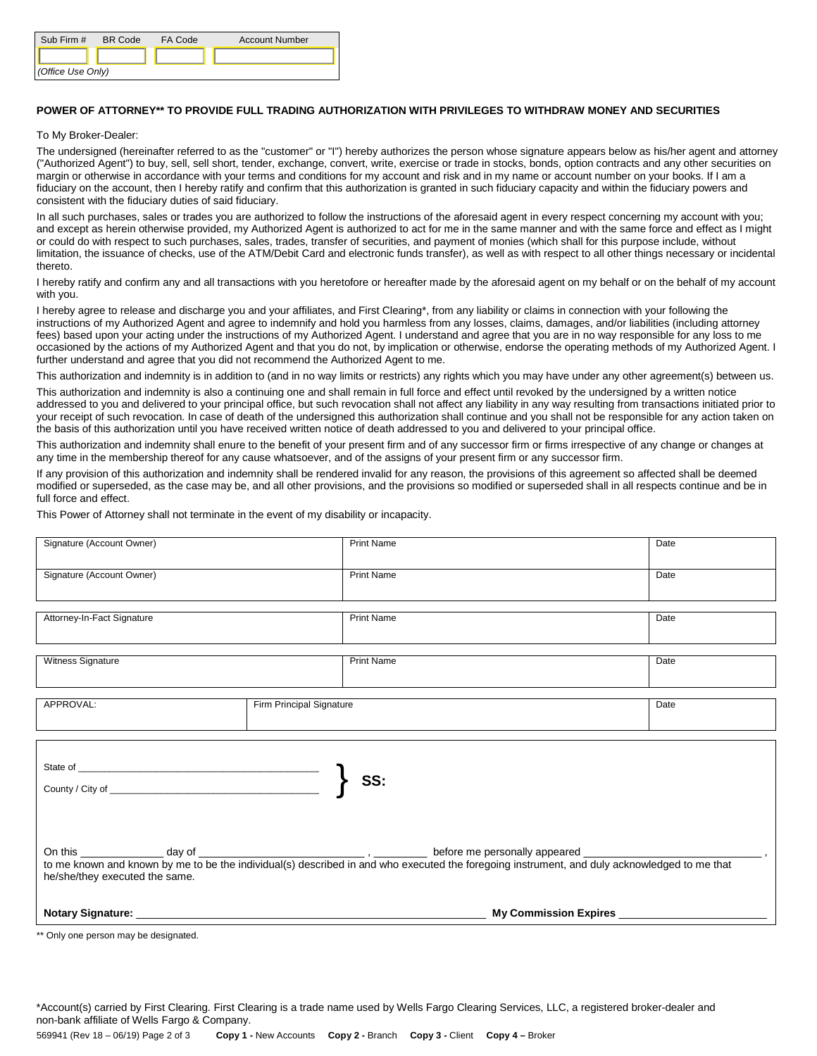| Sub Firm # | BR Code | FA Code | Account Number |
| --- | --- | --- | --- |
| | | | |

*(Office Use Only)*

**POWER OF ATTORNEY** TO PROVIDE FULL TRADING AUTHORIZATION WITH PRIVILEGES TO WITHDRAW MONEY AND SECURITIES**

To My Broker-Dealer:

The undersigned (hereinafter referred to as the "customer" or "I") hereby authorizes the person whose signature appears below as his/her agent and attorney ("Authorized Agent") to buy, sell, sell short, tender, exchange, convert, write, exercise or trade in stocks, bonds, option contracts and any other securities on margin or otherwise in accordance with your terms and conditions for my account and risk and in my name or account number on your books. If I am a fiduciary on the account, then I hereby ratify and confirm that this authorization is granted in such fiduciary capacity and within the fiduciary powers and consistent with the fiduciary duties of said fiduciary.

In all such purchases, sales or trades you are authorized to follow the instructions of the aforesaid agent in every respect concerning my account with you; and except as herein otherwise provided, my Authorized Agent is authorized to act for me in the same manner and with the same force and effect as I might or could do with respect to such purchases, sales, trades, transfer of securities, and payment of monies (which shall for this purpose include, without limitation, the issuance of checks, use of the ATM/Debit Card and electronic funds transfer), as well as with respect to all other things necessary or incidental thereto.

I hereby ratify and confirm any and all transactions with you heretofore or hereafter made by the aforesaid agent on my behalf or on the behalf of my account with you.

I hereby agree to release and discharge you and your affiliates, and First Clearing*, from any liability or claims in connection with your following the instructions of my Authorized Agent and agree to indemnify and hold you harmless from any losses, claims, damages, and/or liabilities (including attorney fees) based upon your acting under the instructions of my Authorized Agent. I understand and agree that you are in no way responsible for any loss to me occasioned by the actions of my Authorized Agent and that you do not, by implication or otherwise, endorse the operating methods of my Authorized Agent. I further understand and agree that you did not recommend the Authorized Agent to me.

This authorization and indemnity is in addition to (and in no way limits or restricts) any rights which you may have under any other agreement(s) between us.

This authorization and indemnity is also a continuing one and shall remain in full force and effect until revoked by the undersigned by a written notice addressed to you and delivered to your principal office, but such revocation shall not affect any liability in any way resulting from transactions initiated prior to your receipt of such revocation. In case of death of the undersigned this authorization shall continue and you shall not be responsible for any action taken on the basis of this authorization until you have received written notice of death addressed to you and delivered to your principal office.

This authorization and indemnity shall enure to the benefit of your present firm and of any successor firm or firms irrespective of any change or changes at any time in the membership thereof for any cause whatsoever, and of the assigns of your present firm or any successor firm.

If any provision of this authorization and indemnity shall be rendered invalid for any reason, the provisions of this agreement so affected shall be deemed modified or superseded, as the case may be, and all other provisions, and the provisions so modified or superseded shall in all respects continue and be in full force and effect.

This Power of Attorney shall not terminate in the event of my disability or incapacity.

| Signature (Account Owner) | Print Name | Date |
| --- | --- | --- |
| Signature (Account Owner) | Print Name | Date |

| Attorney-In-Fact Signature | Print Name | Date |
| --- | --- | --- |

| Witness Signature | Print Name | Date |
| --- | --- | --- |

| APPROVAL: | Firm Principal Signature | Date |
| --- | --- | --- |

State of ____________________________________________
County / City of ______________________________________ } **SS:**

On this ____________ day of __________________________ , ________ before me personally appeared ____________________________ , to me known and known by me to be the individual(s) described in and who executed the foregoing instrument, and duly acknowledged to me that he/she/they executed the same.

**Notary Signature:** ______________________________________________ **My Commission Expires** ______________________

** Only one person may be designated.

*Account(s) carried by First Clearing. First Clearing is a trade name used by Wells Fargo Clearing Services, LLC, a registered broker-dealer and non-bank affiliate of Wells Fargo & Company.

569941 (Rev 18 – 06/19) **Copy 1 -** New Accounts **Copy 2 -** Branch **Copy 3 -** Client **Copy 4 –** Broker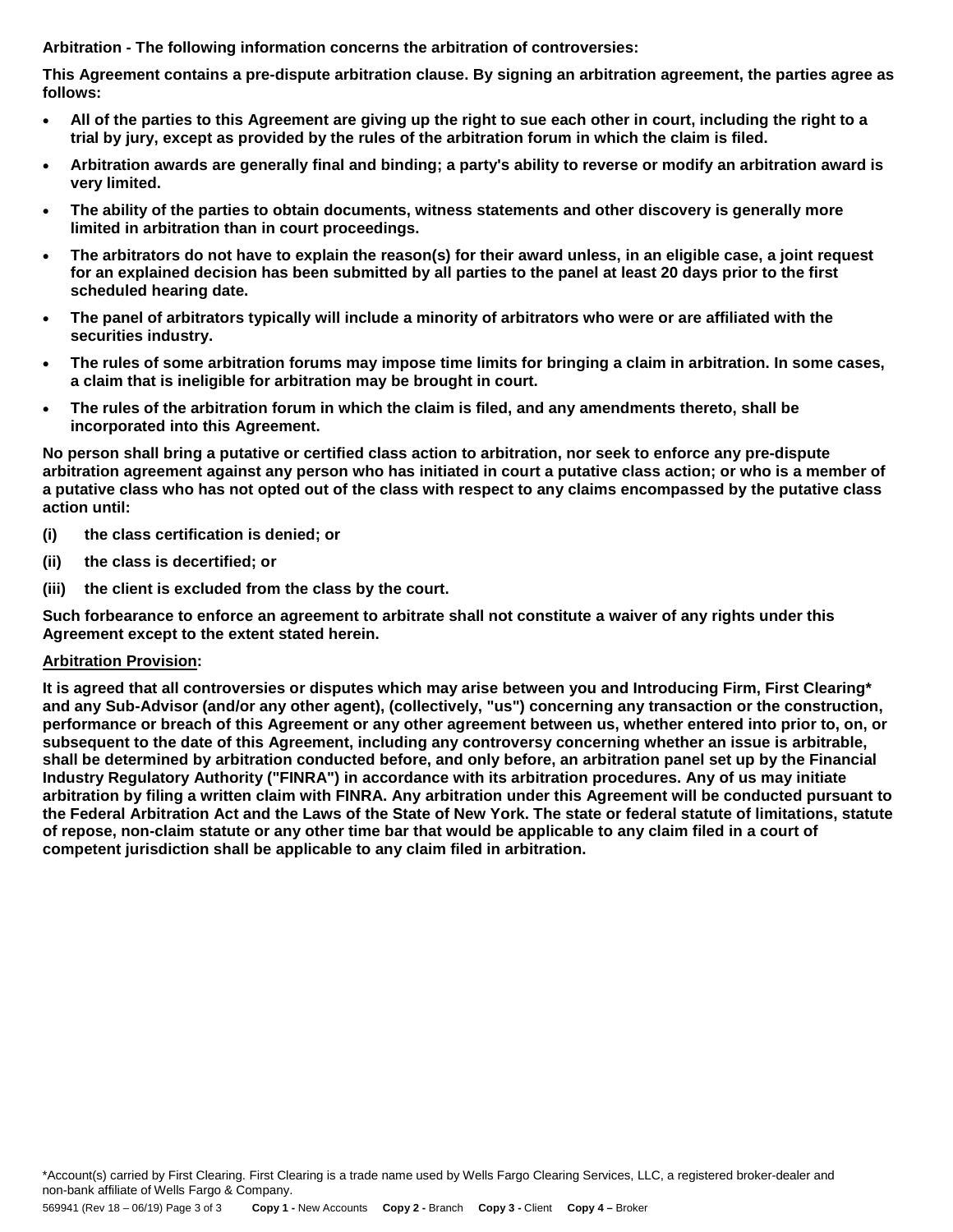**Arbitration - The following information concerns the arbitration of controversies:**

**This Agreement contains a pre-dispute arbitration clause. By signing an arbitration agreement, the parties agree as follows:**

- **All of the parties to this Agreement are giving up the right to sue each other in court, including the right to a trial by jury, except as provided by the rules of the arbitration forum in which the claim is filed.**
- **Arbitration awards are generally final and binding; a party's ability to reverse or modify an arbitration award is very limited.**
- **The ability of the parties to obtain documents, witness statements and other discovery is generally more limited in arbitration than in court proceedings.**
- **The arbitrators do not have to explain the reason(s) for their award unless, in an eligible case, a joint request for an explained decision has been submitted by all parties to the panel at least 20 days prior to the first scheduled hearing date.**
- **The panel of arbitrators typically will include a minority of arbitrators who were or are affiliated with the securities industry.**
- **The rules of some arbitration forums may impose time limits for bringing a claim in arbitration. In some cases, a claim that is ineligible for arbitration may be brought in court.**
- **The rules of the arbitration forum in which the claim is filed, and any amendments thereto, shall be incorporated into this Agreement.**

**No person shall bring a putative or certified class action to arbitration, nor seek to enforce any pre-dispute arbitration agreement against any person who has initiated in court a putative class action; or who is a member of a putative class who has not opted out of the class with respect to any claims encompassed by the putative class action until:**

**(i) the class certification is denied; or**

**(ii) the class is decertified; or**

**(iii) the client is excluded from the class by the court.**

**Such forbearance to enforce an agreement to arbitrate shall not constitute a waiver of any rights under this Agreement except to the extent stated herein.**

**Arbitration Provision:**

**It is agreed that all controversies or disputes which may arise between you and Introducing Firm, First Clearing* and any Sub-Advisor (and/or any other agent), (collectively, "us") concerning any transaction or the construction, performance or breach of this Agreement or any other agreement between us, whether entered into prior to, on, or subsequent to the date of this Agreement, including any controversy concerning whether an issue is arbitrable, shall be determined by arbitration conducted before, and only before, an arbitration panel set up by the Financial Industry Regulatory Authority ("FINRA") in accordance with its arbitration procedures. Any of us may initiate arbitration by filing a written claim with FINRA. Any arbitration under this Agreement will be conducted pursuant to the Federal Arbitration Act and the Laws of the State of New York. The state or federal statute of limitations, statute of repose, non-claim statute or any other time bar that would be applicable to any claim filed in a court of competent jurisdiction shall be applicable to any claim filed in arbitration.**

*Account(s) carried by First Clearing. First Clearing is a trade name used by Wells Fargo Clearing Services, LLC, a registered broker-dealer and non-bank affiliate of Wells Fargo & Company.

569941 (Rev 18 – 06/19) **Copy 1 -** New Accounts **Copy 2 -** Branch **Copy 3 -** Client **Copy 4 –** Broker